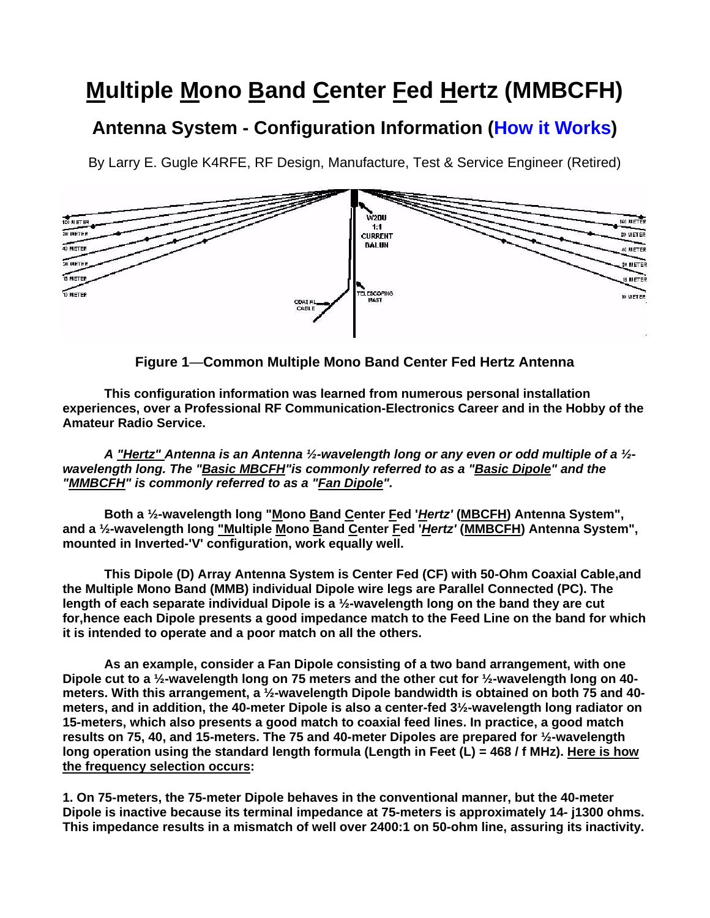# Multiple Mono Band Center Fed Hertz (MMBCFH)

## Antenna System - Configuration Information (How it Works)

By Larry E. Gugle K4RFE, RF Design, Manufacture, Test & Service Engineer (Retired)

**Figure 1—Common Multiple Mono Band Center Fed Hertz Antenna**

**This configuration information was learned from numerous personal installation experiences, over a Professional RF Communication-Electronics Career and in the Hobby of the Amateur Radio Service.**

***A "Hertz" Antenna is an Antenna ½-wavelength long or any even or odd multiple of a ½-wavelength long. The "Basic MBCFH"is commonly referred to as a "Basic Dipole" and the "MMBCFH" is commonly referred to as a "Fan Dipole".***

**Both a ½-wavelength long "Mono Band Center Fed '*Hertz*' (MBCFH) Antenna System", and a ½-wavelength long "Multiple Mono Band Center Fed '*Hertz*' (MMBCFH) Antenna System", mounted in Inverted-'V' configuration, work equally well.**

**This Dipole (D) Array Antenna System is Center Fed (CF) with 50-Ohm Coaxial Cable,and the Multiple Mono Band (MMB) individual Dipole wire legs are Parallel Connected (PC). The length of each separate individual Dipole is a ½-wavelength long on the band they are cut for,hence each Dipole presents a good impedance match to the Feed Line on the band for which it is intended to operate and a poor match on all the others.**

**As an example, consider a Fan Dipole consisting of a two band arrangement, with one Dipole cut to a ½-wavelength long on 75 meters and the other cut for ½-wavelength long on 40-meters. With this arrangement, a ½-wavelength Dipole bandwidth is obtained on both 75 and 40-meters, and in addition, the 40-meter Dipole is also a center-fed 3½-wavelength long radiator on 15-meters, which also presents a good match to coaxial feed lines. In practice, a good match results on 75, 40, and 15-meters. The 75 and 40-meter Dipoles are prepared for ½-wavelength long operation using the standard length formula (Length in Feet (L) = 468 / f MHz). Here is how the frequency selection occurs:**

**1. On 75-meters, the 75-meter Dipole behaves in the conventional manner, but the 40-meter Dipole is inactive because its terminal impedance at 75-meters is approximately 14- j1300 ohms. This impedance results in a mismatch of well over 2400:1 on 50-ohm line, assuring its inactivity.**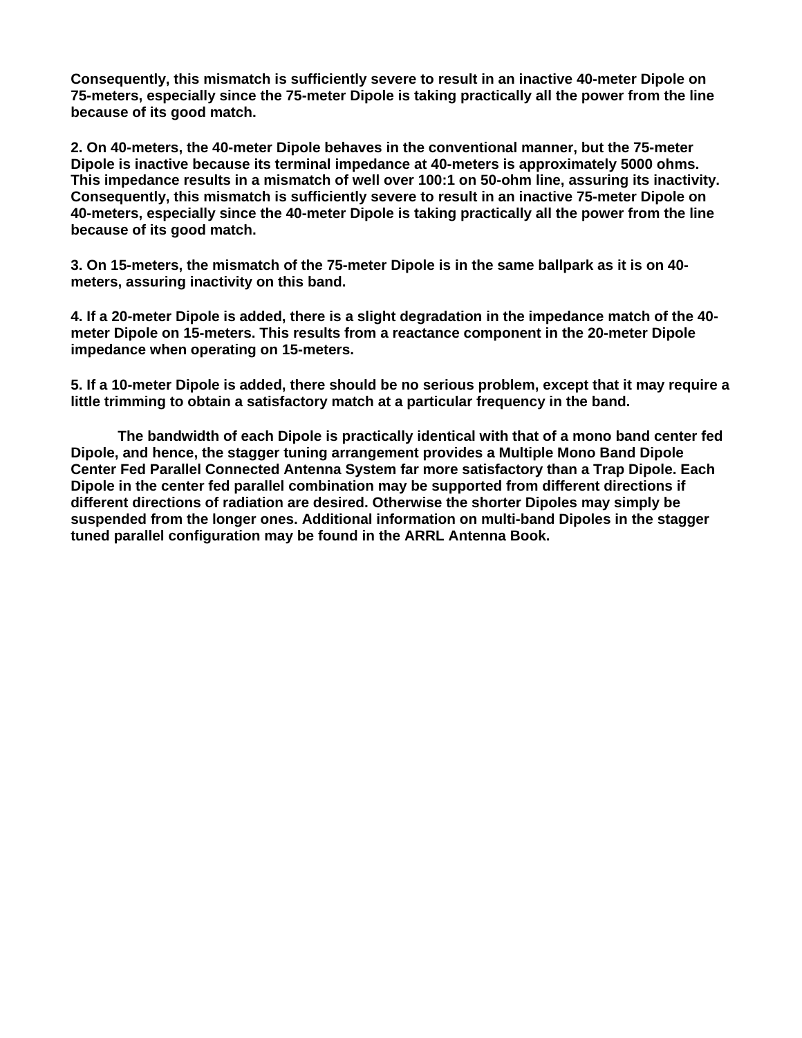**Consequently, this mismatch is sufficiently severe to result in an inactive 40-meter Dipole on 75-meters, especially since the 75-meter Dipole is taking practically all the power from the line because of its good match.**

**2. On 40-meters, the 40-meter Dipole behaves in the conventional manner, but the 75-meter Dipole is inactive because its terminal impedance at 40-meters is approximately 5000 ohms. This impedance results in a mismatch of well over 100:1 on 50-ohm line, assuring its inactivity. Consequently, this mismatch is sufficiently severe to result in an inactive 75-meter Dipole on 40-meters, especially since the 40-meter Dipole is taking practically all the power from the line because of its good match.**

**3. On 15-meters, the mismatch of the 75-meter Dipole is in the same ballpark as it is on 40-meters, assuring inactivity on this band.**

**4. If a 20-meter Dipole is added, there is a slight degradation in the impedance match of the 40-meter Dipole on 15-meters. This results from a reactance component in the 20-meter Dipole impedance when operating on 15-meters.**

**5. If a 10-meter Dipole is added, there should be no serious problem, except that it may require a little trimming to obtain a satisfactory match at a particular frequency in the band.**

**The bandwidth of each Dipole is practically identical with that of a mono band center fed Dipole, and hence, the stagger tuning arrangement provides a Multiple Mono Band Dipole Center Fed Parallel Connected Antenna System far more satisfactory than a Trap Dipole. Each Dipole in the center fed parallel combination may be supported from different directions if different directions of radiation are desired. Otherwise the shorter Dipoles may simply be suspended from the longer ones. Additional information on multi-band Dipoles in the stagger tuned parallel configuration may be found in the ARRL Antenna Book.**